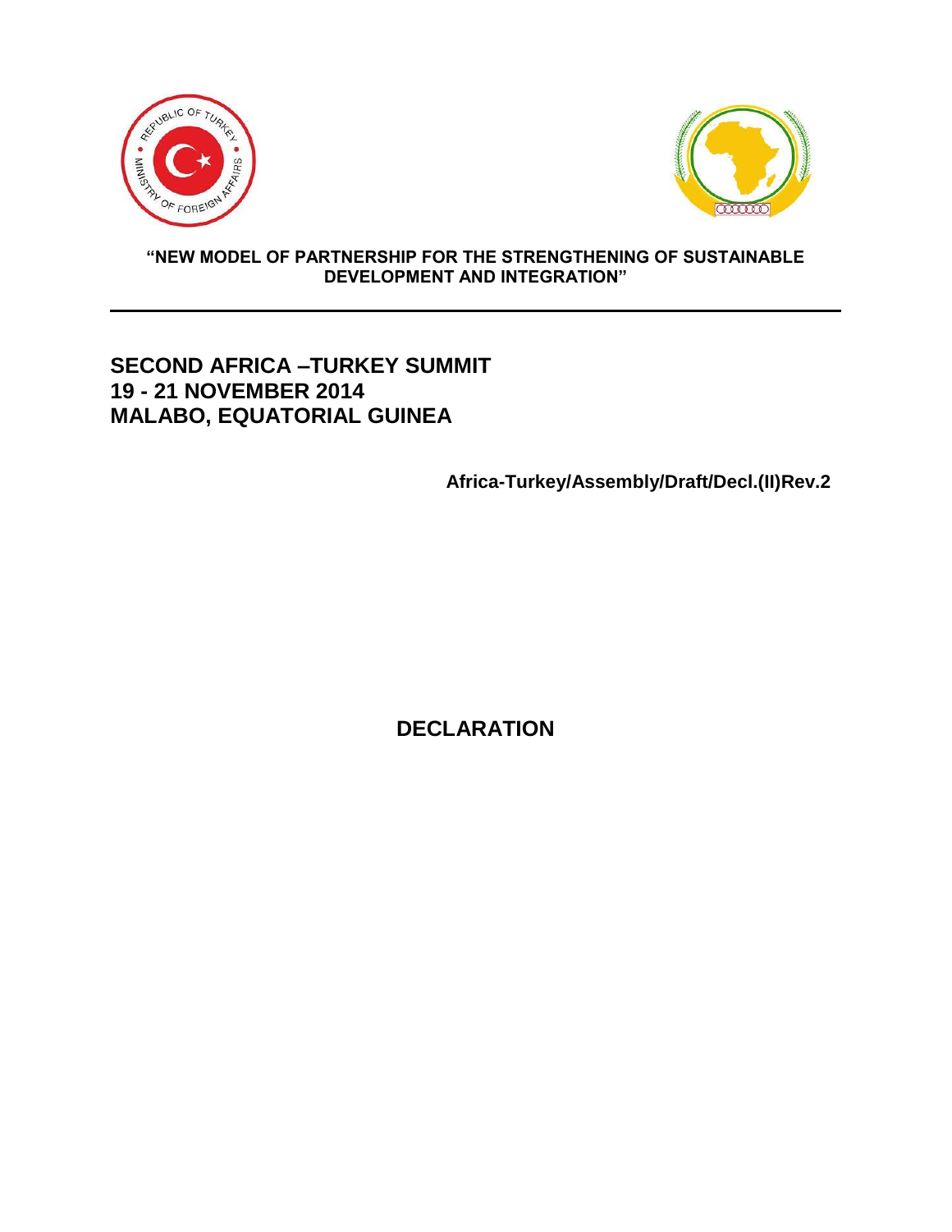**"NEW MODEL OF PARTNERSHIP FOR THE STRENGTHENING OF SUSTAINABLE DEVELOPMENT AND INTEGRATION"**

---

## SECOND AFRICA –TURKEY SUMMIT
## 19 - 21 NOVEMBER 2014
## MALABO, EQUATORIAL GUINEA

**Africa-Turkey/Assembly/Draft/Decl.(II)Rev.2**

# DECLARATION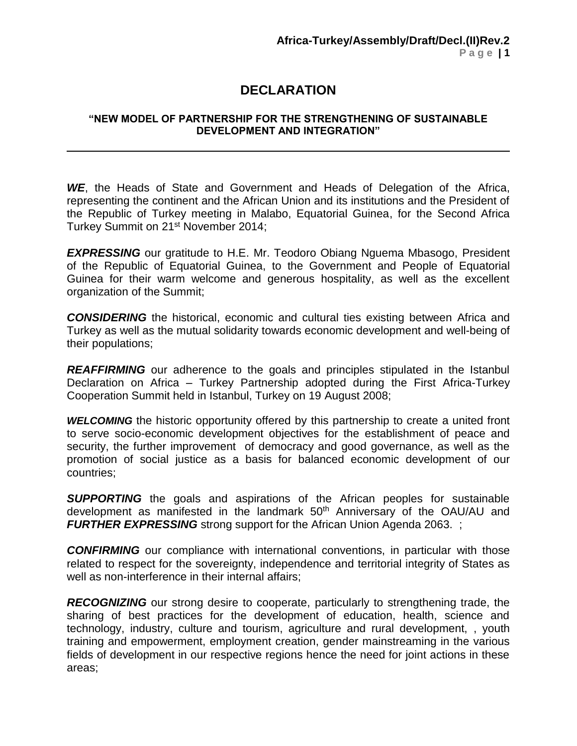# DECLARATION

## "NEW MODEL OF PARTNERSHIP FOR THE STRENGTHENING OF SUSTAINABLE DEVELOPMENT AND INTEGRATION"

***WE***, the Heads of State and Government and Heads of Delegation of the Africa, representing the continent and the African Union and its institutions and the President of the Republic of Turkey meeting in Malabo, Equatorial Guinea, for the Second Africa Turkey Summit on 21st November 2014;

***EXPRESSING*** our gratitude to H.E. Mr. Teodoro Obiang Nguema Mbasogo, President of the Republic of Equatorial Guinea, to the Government and People of Equatorial Guinea for their warm welcome and generous hospitality, as well as the excellent organization of the Summit;

***CONSIDERING*** the historical, economic and cultural ties existing between Africa and Turkey as well as the mutual solidarity towards economic development and well-being of their populations;

***REAFFIRMING*** our adherence to the goals and principles stipulated in the Istanbul Declaration on Africa – Turkey Partnership adopted during the First Africa-Turkey Cooperation Summit held in Istanbul, Turkey on 19 August 2008;

***WELCOMING*** the historic opportunity offered by this partnership to create a united front to serve socio-economic development objectives for the establishment of peace and security, the further improvement of democracy and good governance, as well as the promotion of social justice as a basis for balanced economic development of our countries;

***SUPPORTING*** the goals and aspirations of the African peoples for sustainable development as manifested in the landmark 50th Anniversary of the OAU/AU and ***FURTHER EXPRESSING*** strong support for the African Union Agenda 2063. ;

***CONFIRMING*** our compliance with international conventions, in particular with those related to respect for the sovereignty, independence and territorial integrity of States as well as non-interference in their internal affairs;

***RECOGNIZING*** our strong desire to cooperate, particularly to strengthening trade, the sharing of best practices for the development of education, health, science and technology, industry, culture and tourism, agriculture and rural development, , youth training and empowerment, employment creation, gender mainstreaming in the various fields of development in our respective regions hence the need for joint actions in these areas;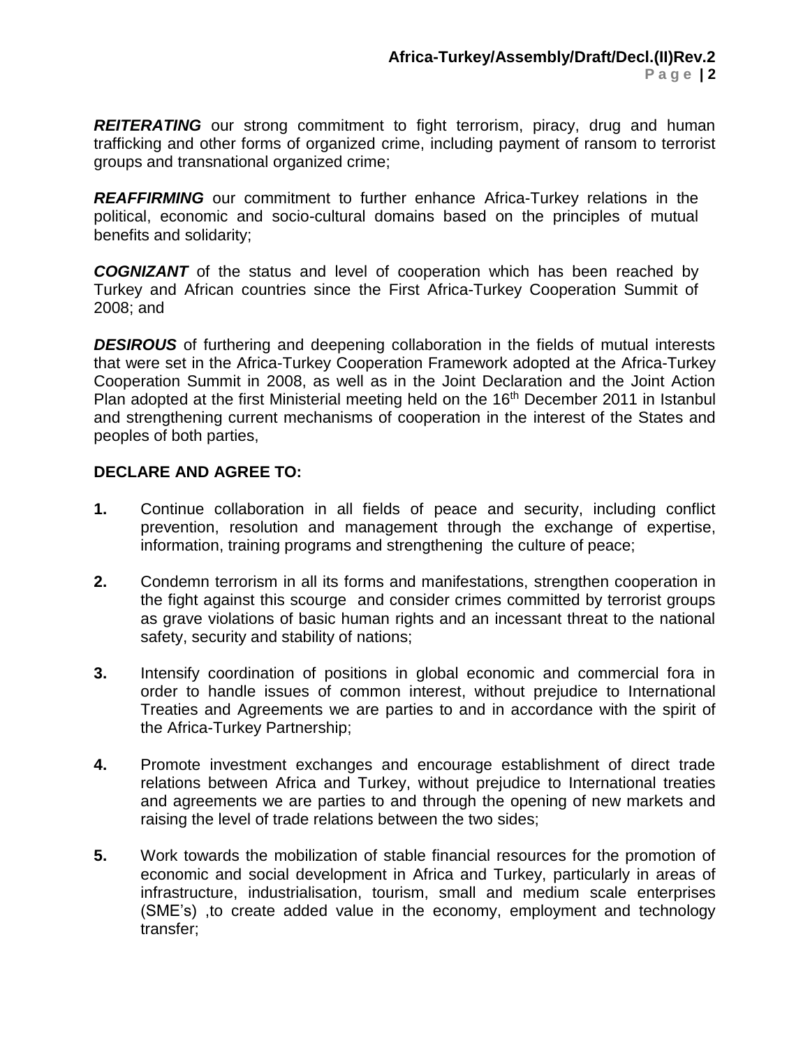***REITERATING*** our strong commitment to fight terrorism, piracy, drug and human trafficking and other forms of organized crime, including payment of ransom to terrorist groups and transnational organized crime;

***REAFFIRMING*** our commitment to further enhance Africa-Turkey relations in the political, economic and socio-cultural domains based on the principles of mutual benefits and solidarity;

***COGNIZANT*** of the status and level of cooperation which has been reached by Turkey and African countries since the First Africa-Turkey Cooperation Summit of 2008; and

***DESIROUS*** of furthering and deepening collaboration in the fields of mutual interests that were set in the Africa-Turkey Cooperation Framework adopted at the Africa-Turkey Cooperation Summit in 2008, as well as in the Joint Declaration and the Joint Action Plan adopted at the first Ministerial meeting held on the 16th December 2011 in Istanbul and strengthening current mechanisms of cooperation in the interest of the States and peoples of both parties,

**DECLARE AND AGREE TO:**

**1.** Continue collaboration in all fields of peace and security, including conflict prevention, resolution and management through the exchange of expertise, information, training programs and strengthening the culture of peace;

**2.** Condemn terrorism in all its forms and manifestations, strengthen cooperation in the fight against this scourge and consider crimes committed by terrorist groups as grave violations of basic human rights and an incessant threat to the national safety, security and stability of nations;

**3.** Intensify coordination of positions in global economic and commercial fora in order to handle issues of common interest, without prejudice to International Treaties and Agreements we are parties to and in accordance with the spirit of the Africa-Turkey Partnership;

**4.** Promote investment exchanges and encourage establishment of direct trade relations between Africa and Turkey, without prejudice to International treaties and agreements we are parties to and through the opening of new markets and raising the level of trade relations between the two sides;

**5.** Work towards the mobilization of stable financial resources for the promotion of economic and social development in Africa and Turkey, particularly in areas of infrastructure, industrialisation, tourism, small and medium scale enterprises (SME's) ,to create added value in the economy, employment and technology transfer;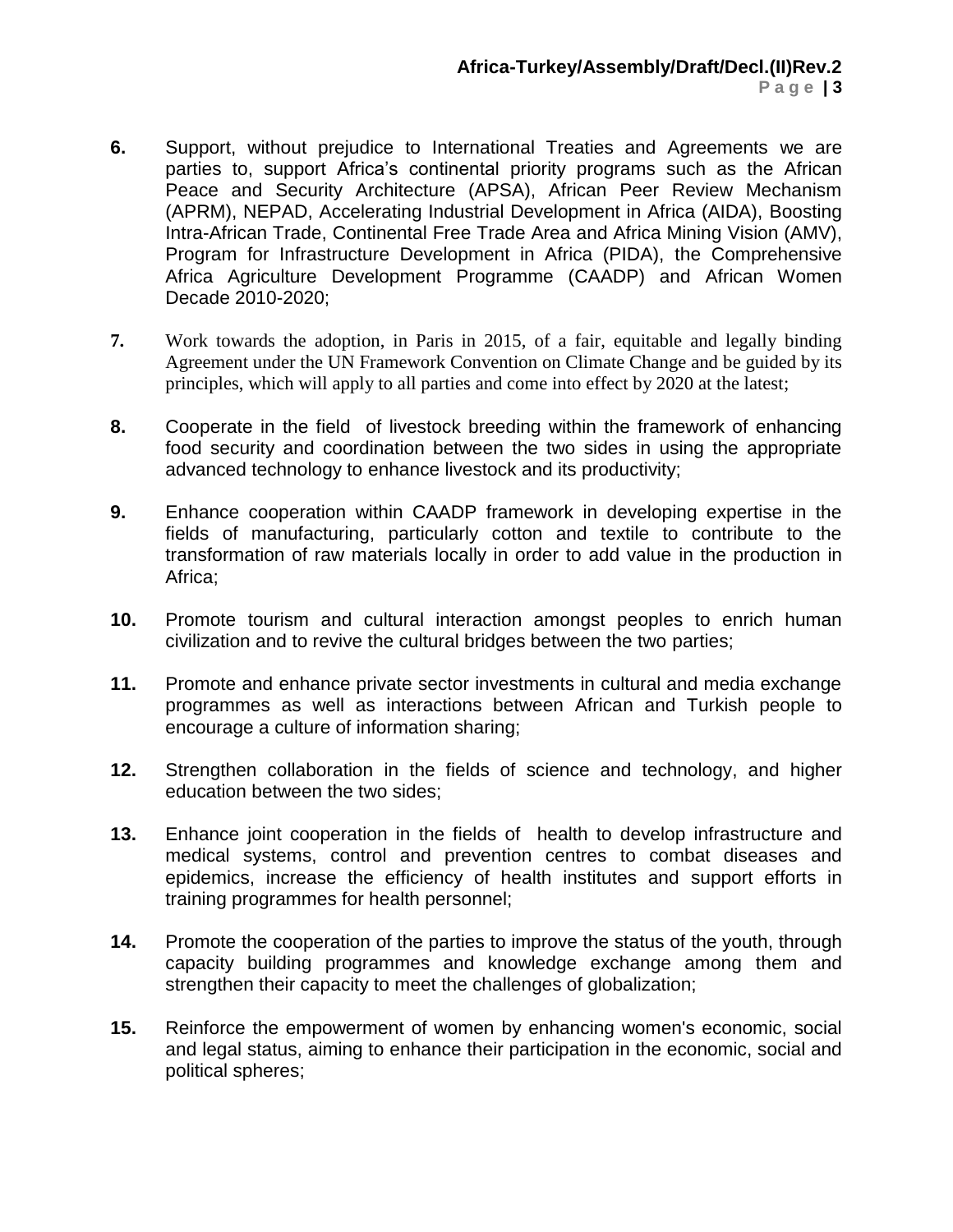**6.** Support, without prejudice to International Treaties and Agreements we are parties to, support Africa's continental priority programs such as the African Peace and Security Architecture (APSA), African Peer Review Mechanism (APRM), NEPAD, Accelerating Industrial Development in Africa (AIDA), Boosting Intra-African Trade, Continental Free Trade Area and Africa Mining Vision (AMV), Program for Infrastructure Development in Africa (PIDA), the Comprehensive Africa Agriculture Development Programme (CAADP) and African Women Decade 2010-2020;

**7.** Work towards the adoption, in Paris in 2015, of a fair, equitable and legally binding Agreement under the UN Framework Convention on Climate Change and be guided by its principles, which will apply to all parties and come into effect by 2020 at the latest;

**8.** Cooperate in the field of livestock breeding within the framework of enhancing food security and coordination between the two sides in using the appropriate advanced technology to enhance livestock and its productivity;

**9.** Enhance cooperation within CAADP framework in developing expertise in the fields of manufacturing, particularly cotton and textile to contribute to the transformation of raw materials locally in order to add value in the production in Africa;

**10.** Promote tourism and cultural interaction amongst peoples to enrich human civilization and to revive the cultural bridges between the two parties;

**11.** Promote and enhance private sector investments in cultural and media exchange programmes as well as interactions between African and Turkish people to encourage a culture of information sharing;

**12.** Strengthen collaboration in the fields of science and technology, and higher education between the two sides;

**13.** Enhance joint cooperation in the fields of health to develop infrastructure and medical systems, control and prevention centres to combat diseases and epidemics, increase the efficiency of health institutes and support efforts in training programmes for health personnel;

**14.** Promote the cooperation of the parties to improve the status of the youth, through capacity building programmes and knowledge exchange among them and strengthen their capacity to meet the challenges of globalization;

**15.** Reinforce the empowerment of women by enhancing women's economic, social and legal status, aiming to enhance their participation in the economic, social and political spheres;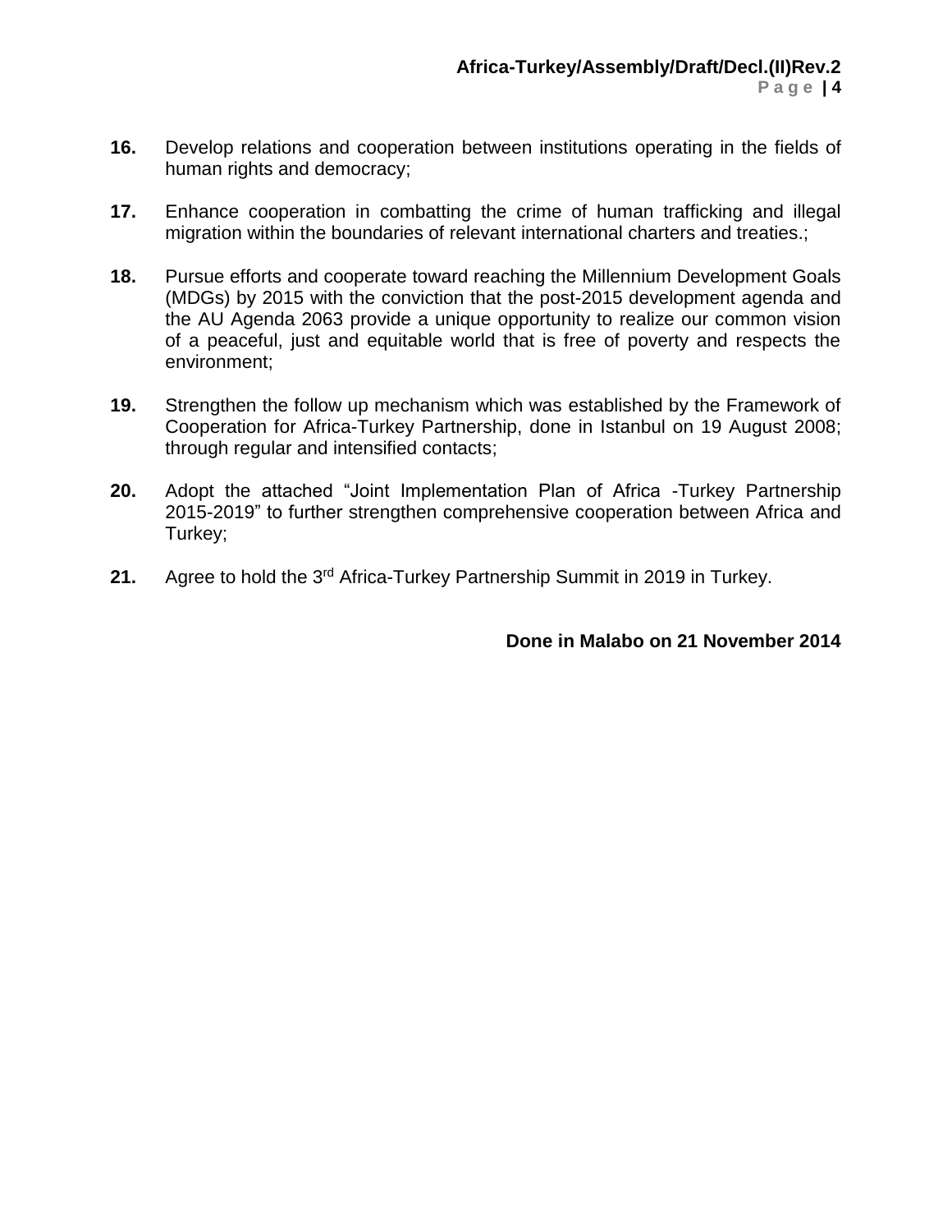**16.** Develop relations and cooperation between institutions operating in the fields of human rights and democracy;

**17.** Enhance cooperation in combatting the crime of human trafficking and illegal migration within the boundaries of relevant international charters and treaties.;

**18.** Pursue efforts and cooperate toward reaching the Millennium Development Goals (MDGs) by 2015 with the conviction that the post-2015 development agenda and the AU Agenda 2063 provide a unique opportunity to realize our common vision of a peaceful, just and equitable world that is free of poverty and respects the environment;

**19.** Strengthen the follow up mechanism which was established by the Framework of Cooperation for Africa-Turkey Partnership, done in Istanbul on 19 August 2008; through regular and intensified contacts;

**20.** Adopt the attached "Joint Implementation Plan of Africa -Turkey Partnership 2015-2019" to further strengthen comprehensive cooperation between Africa and Turkey;

**21.** Agree to hold the 3rd Africa-Turkey Partnership Summit in 2019 in Turkey.

**Done in Malabo on 21 November 2014**